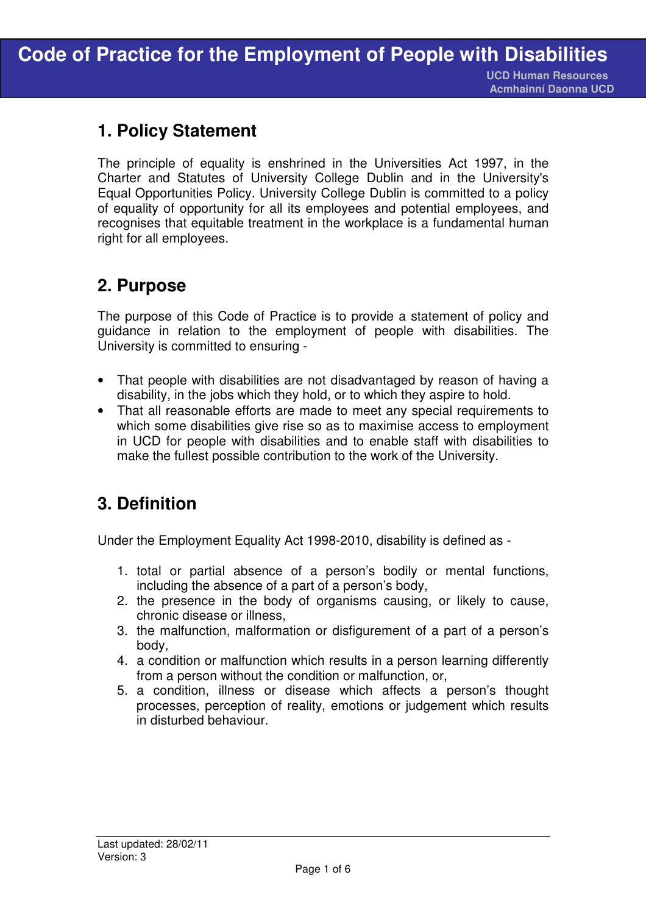# Code of Practice for the Employment of People with Disabilities

UCD Human Resources
Acmhainní Daonna UCD

## 1. Policy Statement

The principle of equality is enshrined in the Universities Act 1997, in the Charter and Statutes of University College Dublin and in the University's Equal Opportunities Policy. University College Dublin is committed to a policy of equality of opportunity for all its employees and potential employees, and recognises that equitable treatment in the workplace is a fundamental human right for all employees.

## 2. Purpose

The purpose of this Code of Practice is to provide a statement of policy and guidance in relation to the employment of people with disabilities. The University is committed to ensuring -

- That people with disabilities are not disadvantaged by reason of having a disability, in the jobs which they hold, or to which they aspire to hold.
- That all reasonable efforts are made to meet any special requirements to which some disabilities give rise so as to maximise access to employment in UCD for people with disabilities and to enable staff with disabilities to make the fullest possible contribution to the work of the University.

## 3. Definition

Under the Employment Equality Act 1998-2010, disability is defined as -

1. total or partial absence of a person's bodily or mental functions, including the absence of a part of a person's body,
2. the presence in the body of organisms causing, or likely to cause, chronic disease or illness,
3. the malfunction, malformation or disfigurement of a part of a person's body,
4. a condition or malfunction which results in a person learning differently from a person without the condition or malfunction, or,
5. a condition, illness or disease which affects a person's thought processes, perception of reality, emotions or judgement which results in disturbed behaviour.

Last updated: 28/02/11
Version: 3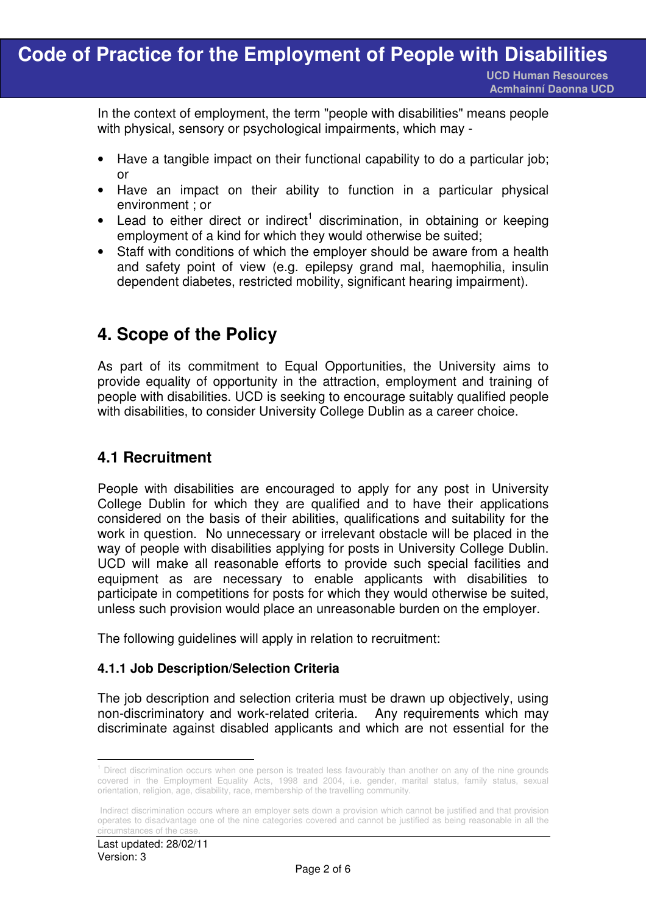In the context of employment, the term "people with disabilities" means people with physical, sensory or psychological impairments, which may -

- Have a tangible impact on their functional capability to do a particular job; or
- Have an impact on their ability to function in a particular physical environment ; or
- Lead to either direct or indirect[1] discrimination, in obtaining or keeping employment of a kind for which they would otherwise be suited;
- Staff with conditions of which the employer should be aware from a health and safety point of view (e.g. epilepsy grand mal, haemophilia, insulin dependent diabetes, restricted mobility, significant hearing impairment).

## 4. Scope of the Policy

As part of its commitment to Equal Opportunities, the University aims to provide equality of opportunity in the attraction, employment and training of people with disabilities. UCD is seeking to encourage suitably qualified people with disabilities, to consider University College Dublin as a career choice.

### 4.1 Recruitment

People with disabilities are encouraged to apply for any post in University College Dublin for which they are qualified and to have their applications considered on the basis of their abilities, qualifications and suitability for the work in question. No unnecessary or irrelevant obstacle will be placed in the way of people with disabilities applying for posts in University College Dublin. UCD will make all reasonable efforts to provide such special facilities and equipment as are necessary to enable applicants with disabilities to participate in competitions for posts for which they would otherwise be suited, unless such provision would place an unreasonable burden on the employer.

The following guidelines will apply in relation to recruitment:

#### 4.1.1 Job Description/Selection Criteria

The job description and selection criteria must be drawn up objectively, using non-discriminatory and work-related criteria. Any requirements which may discriminate against disabled applicants and which are not essential for the

---

[1] Direct discrimination occurs when one person is treated less favourably than another on any of the nine grounds covered in the Employment Equality Acts, 1998 and 2004, i.e. gender, marital status, family status, sexual orientation, religion, age, disability, race, membership of the travelling community.

Indirect discrimination occurs where an employer sets down a provision which cannot be justified and that provision operates to disadvantage one of the nine categories covered and cannot be justified as being reasonable in all the circumstances of the case.

Last updated: 28/02/11
Version: 3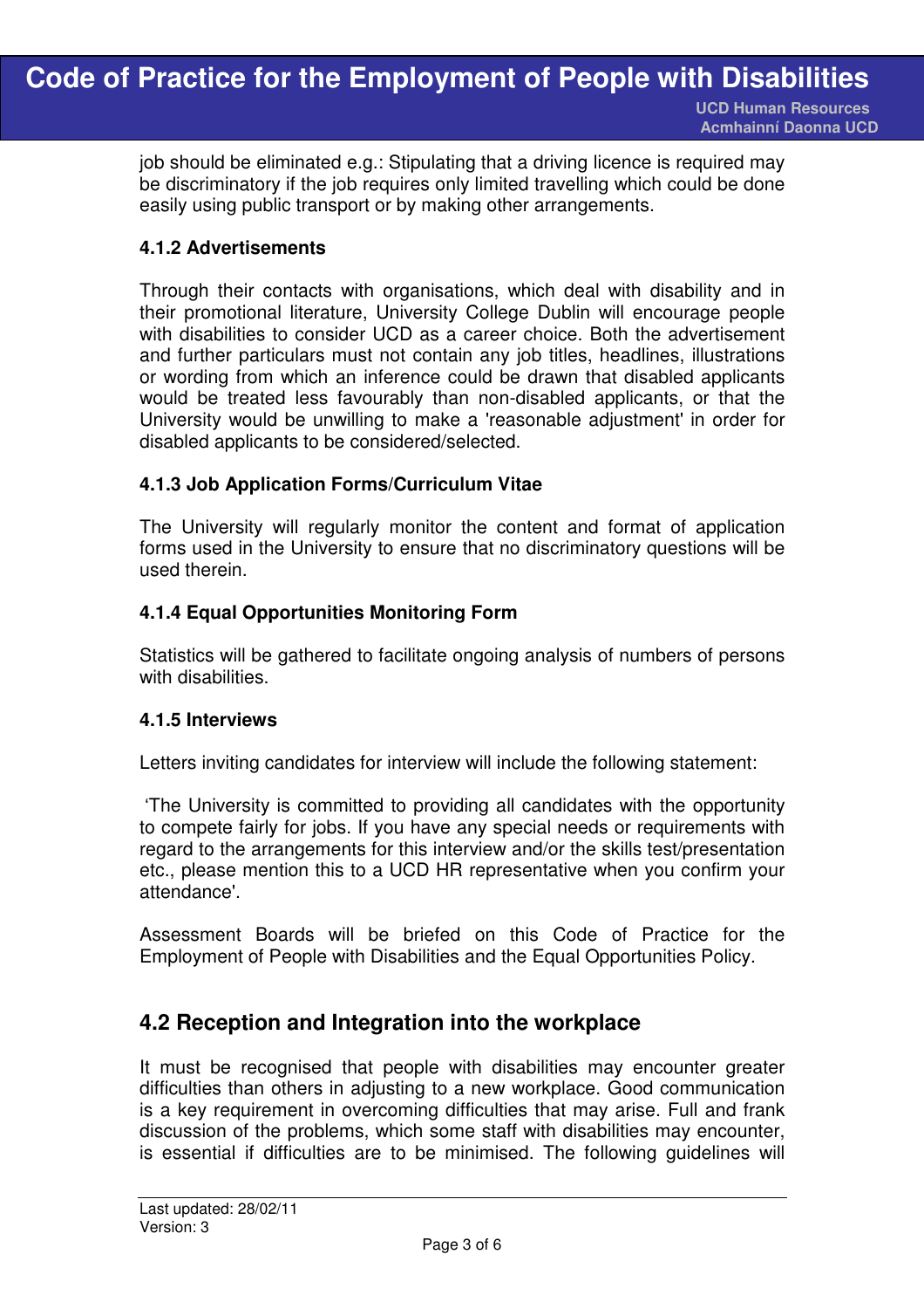job should be eliminated e.g.: Stipulating that a driving licence is required may be discriminatory if the job requires only limited travelling which could be done easily using public transport or by making other arrangements.

#### 4.1.2 Advertisements

Through their contacts with organisations, which deal with disability and in their promotional literature, University College Dublin will encourage people with disabilities to consider UCD as a career choice. Both the advertisement and further particulars must not contain any job titles, headlines, illustrations or wording from which an inference could be drawn that disabled applicants would be treated less favourably than non-disabled applicants, or that the University would be unwilling to make a 'reasonable adjustment' in order for disabled applicants to be considered/selected.

#### 4.1.3 Job Application Forms/Curriculum Vitae

The University will regularly monitor the content and format of application forms used in the University to ensure that no discriminatory questions will be used therein.

#### 4.1.4 Equal Opportunities Monitoring Form

Statistics will be gathered to facilitate ongoing analysis of numbers of persons with disabilities.

#### 4.1.5 Interviews

Letters inviting candidates for interview will include the following statement:

'The University is committed to providing all candidates with the opportunity to compete fairly for jobs. If you have any special needs or requirements with regard to the arrangements for this interview and/or the skills test/presentation etc., please mention this to a UCD HR representative when you confirm your attendance'.

Assessment Boards will be briefed on this Code of Practice for the Employment of People with Disabilities and the Equal Opportunities Policy.

### 4.2 Reception and Integration into the workplace

It must be recognised that people with disabilities may encounter greater difficulties than others in adjusting to a new workplace. Good communication is a key requirement in overcoming difficulties that may arise. Full and frank discussion of the problems, which some staff with disabilities may encounter, is essential if difficulties are to be minimised. The following guidelines will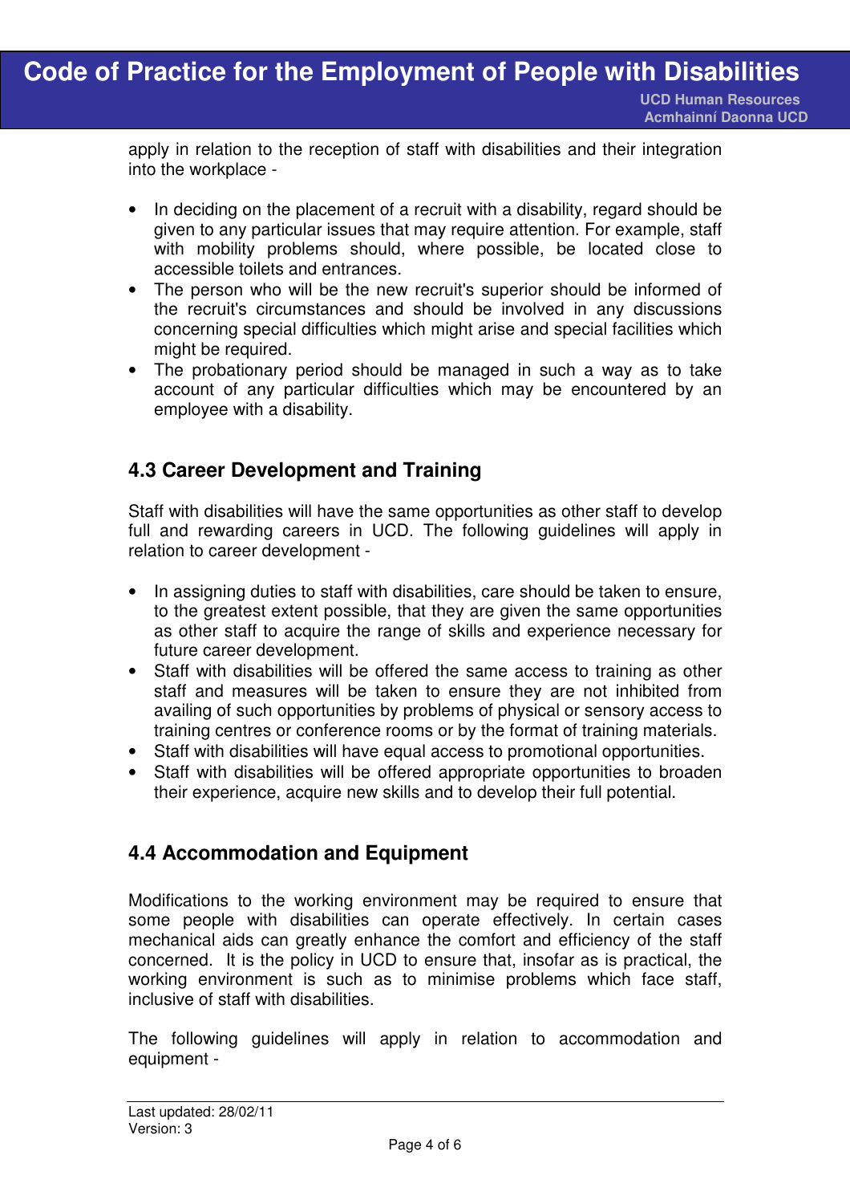apply in relation to the reception of staff with disabilities and their integration into the workplace -

- In deciding on the placement of a recruit with a disability, regard should be given to any particular issues that may require attention. For example, staff with mobility problems should, where possible, be located close to accessible toilets and entrances.
- The person who will be the new recruit's superior should be informed of the recruit's circumstances and should be involved in any discussions concerning special difficulties which might arise and special facilities which might be required.
- The probationary period should be managed in such a way as to take account of any particular difficulties which may be encountered by an employee with a disability.

### 4.3 Career Development and Training

Staff with disabilities will have the same opportunities as other staff to develop full and rewarding careers in UCD. The following guidelines will apply in relation to career development -

- In assigning duties to staff with disabilities, care should be taken to ensure, to the greatest extent possible, that they are given the same opportunities as other staff to acquire the range of skills and experience necessary for future career development.
- Staff with disabilities will be offered the same access to training as other staff and measures will be taken to ensure they are not inhibited from availing of such opportunities by problems of physical or sensory access to training centres or conference rooms or by the format of training materials.
- Staff with disabilities will have equal access to promotional opportunities.
- Staff with disabilities will be offered appropriate opportunities to broaden their experience, acquire new skills and to develop their full potential.

### 4.4 Accommodation and Equipment

Modifications to the working environment may be required to ensure that some people with disabilities can operate effectively. In certain cases mechanical aids can greatly enhance the comfort and efficiency of the staff concerned. It is the policy in UCD to ensure that, insofar as is practical, the working environment is such as to minimise problems which face staff, inclusive of staff with disabilities.

The following guidelines will apply in relation to accommodation and equipment -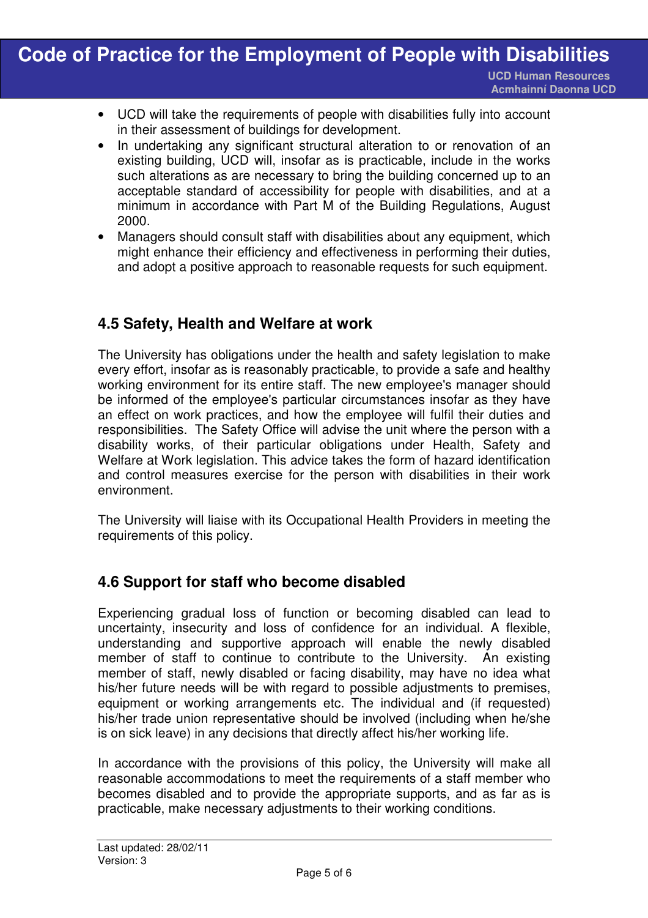- UCD will take the requirements of people with disabilities fully into account in their assessment of buildings for development.
- In undertaking any significant structural alteration to or renovation of an existing building, UCD will, insofar as is practicable, include in the works such alterations as are necessary to bring the building concerned up to an acceptable standard of accessibility for people with disabilities, and at a minimum in accordance with Part M of the Building Regulations, August 2000.
- Managers should consult staff with disabilities about any equipment, which might enhance their efficiency and effectiveness in performing their duties, and adopt a positive approach to reasonable requests for such equipment.

### 4.5 Safety, Health and Welfare at work

The University has obligations under the health and safety legislation to make every effort, insofar as is reasonably practicable, to provide a safe and healthy working environment for its entire staff. The new employee's manager should be informed of the employee's particular circumstances insofar as they have an effect on work practices, and how the employee will fulfil their duties and responsibilities. The Safety Office will advise the unit where the person with a disability works, of their particular obligations under Health, Safety and Welfare at Work legislation. This advice takes the form of hazard identification and control measures exercise for the person with disabilities in their work environment.

The University will liaise with its Occupational Health Providers in meeting the requirements of this policy.

### 4.6 Support for staff who become disabled

Experiencing gradual loss of function or becoming disabled can lead to uncertainty, insecurity and loss of confidence for an individual. A flexible, understanding and supportive approach will enable the newly disabled member of staff to continue to contribute to the University. An existing member of staff, newly disabled or facing disability, may have no idea what his/her future needs will be with regard to possible adjustments to premises, equipment or working arrangements etc. The individual and (if requested) his/her trade union representative should be involved (including when he/she is on sick leave) in any decisions that directly affect his/her working life.

In accordance with the provisions of this policy, the University will make all reasonable accommodations to meet the requirements of a staff member who becomes disabled and to provide the appropriate supports, and as far as is practicable, make necessary adjustments to their working conditions.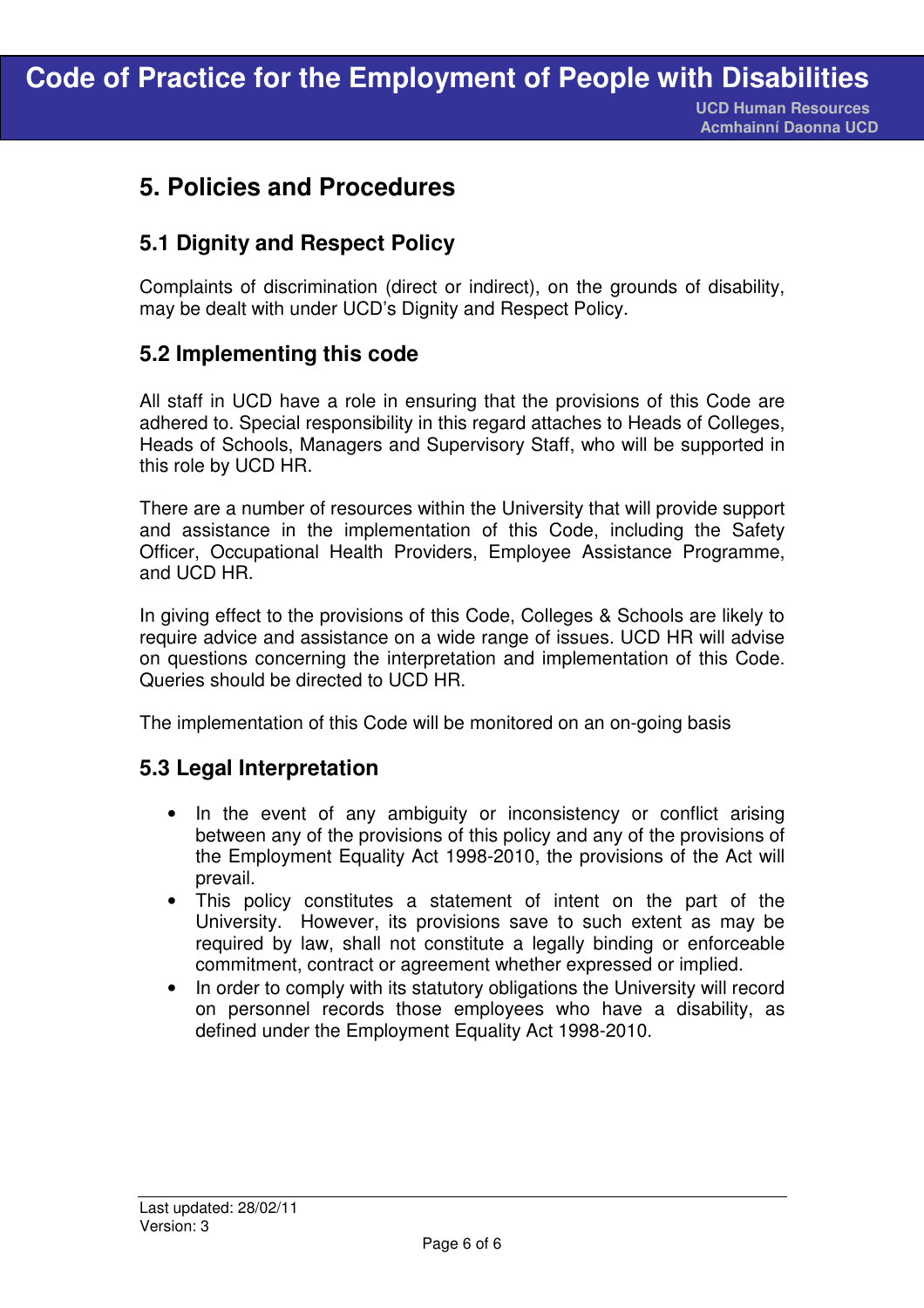## 5. Policies and Procedures

### 5.1 Dignity and Respect Policy

Complaints of discrimination (direct or indirect), on the grounds of disability, may be dealt with under UCD's Dignity and Respect Policy.

### 5.2 Implementing this code

All staff in UCD have a role in ensuring that the provisions of this Code are adhered to. Special responsibility in this regard attaches to Heads of Colleges, Heads of Schools, Managers and Supervisory Staff, who will be supported in this role by UCD HR.

There are a number of resources within the University that will provide support and assistance in the implementation of this Code, including the Safety Officer, Occupational Health Providers, Employee Assistance Programme, and UCD HR.

In giving effect to the provisions of this Code, Colleges & Schools are likely to require advice and assistance on a wide range of issues. UCD HR will advise on questions concerning the interpretation and implementation of this Code. Queries should be directed to UCD HR.

The implementation of this Code will be monitored on an on-going basis

### 5.3 Legal Interpretation

- In the event of any ambiguity or inconsistency or conflict arising between any of the provisions of this policy and any of the provisions of the Employment Equality Act 1998-2010, the provisions of the Act will prevail.
- This policy constitutes a statement of intent on the part of the University. However, its provisions save to such extent as may be required by law, shall not constitute a legally binding or enforceable commitment, contract or agreement whether expressed or implied.
- In order to comply with its statutory obligations the University will record on personnel records those employees who have a disability, as defined under the Employment Equality Act 1998-2010.